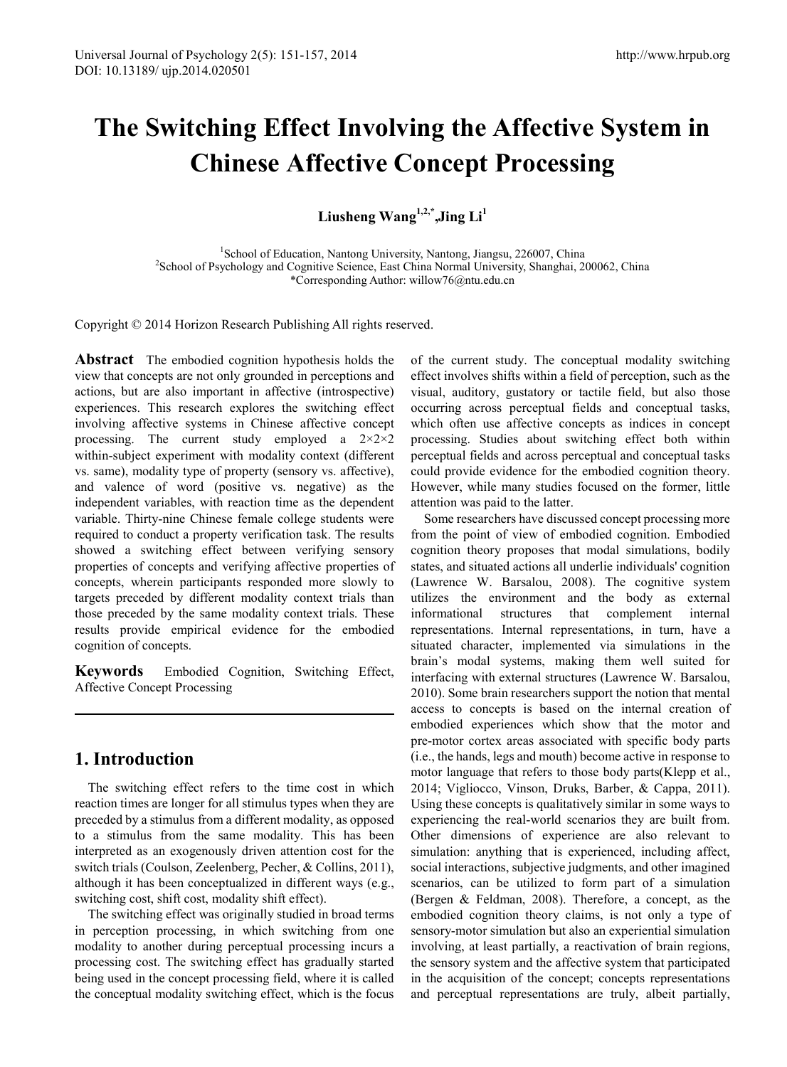# The Switching Effect Involving the Affective System in Chinese Affective Concept Processing

**Liusheng Wang[1,2,*], Jing Li[1]**

[1]School of Education, Nantong University, Nantong, Jiangsu, 226007, China
[2]School of Psychology and Cognitive Science, East China Normal University, Shanghai, 200062, China
*Corresponding Author: willow76@ntu.edu.cn

Copyright © 2014 Horizon Research Publishing All rights reserved.

**Abstract** The embodied cognition hypothesis holds the view that concepts are not only grounded in perceptions and actions, but are also important in affective (introspective) experiences. This research explores the switching effect involving affective systems in Chinese affective concept processing. The current study employed a 2×2×2 within-subject experiment with modality context (different vs. same), modality type of property (sensory vs. affective), and valence of word (positive vs. negative) as the independent variables, with reaction time as the dependent variable. Thirty-nine Chinese female college students were required to conduct a property verification task. The results showed a switching effect between verifying sensory properties of concepts and verifying affective properties of concepts, wherein participants responded more slowly to targets preceded by different modality context trials than those preceded by the same modality context trials. These results provide empirical evidence for the embodied cognition of concepts.

**Keywords** Embodied Cognition, Switching Effect, Affective Concept Processing

## 1. Introduction

The switching effect refers to the time cost in which reaction times are longer for all stimulus types when they are preceded by a stimulus from a different modality, as opposed to a stimulus from the same modality. This has been interpreted as an exogenously driven attention cost for the switch trials (Coulson, Zeelenberg, Pecher, & Collins, 2011), although it has been conceptualized in different ways (e.g., switching cost, shift cost, modality shift effect).

The switching effect was originally studied in broad terms in perception processing, in which switching from one modality to another during perceptual processing incurs a processing cost. The switching effect has gradually started being used in the concept processing field, where it is called the conceptual modality switching effect, which is the focus of the current study. The conceptual modality switching effect involves shifts within a field of perception, such as the visual, auditory, gustatory or tactile field, but also those occurring across perceptual fields and conceptual tasks, which often use affective concepts as indices in concept processing. Studies about switching effect both within perceptual fields and across perceptual and conceptual tasks could provide evidence for the embodied cognition theory. However, while many studies focused on the former, little attention was paid to the latter.

Some researchers have discussed concept processing more from the point of view of embodied cognition. Embodied cognition theory proposes that modal simulations, bodily states, and situated actions all underlie individuals' cognition (Lawrence W. Barsalou, 2008). The cognitive system utilizes the environment and the body as external informational structures that complement internal representations. Internal representations, in turn, have a situated character, implemented via simulations in the brain's modal systems, making them well suited for interfacing with external structures (Lawrence W. Barsalou, 2010). Some brain researchers support the notion that mental access to concepts is based on the internal creation of embodied experiences which show that the motor and pre-motor cortex areas associated with specific body parts (i.e., the hands, legs and mouth) become active in response to motor language that refers to those body parts(Klepp et al., 2014; Vigliocco, Vinson, Druks, Barber, & Cappa, 2011). Using these concepts is qualitatively similar in some ways to experiencing the real-world scenarios they are built from. Other dimensions of experience are also relevant to simulation: anything that is experienced, including affect, social interactions, subjective judgments, and other imagined scenarios, can be utilized to form part of a simulation (Bergen & Feldman, 2008). Therefore, a concept, as the embodied cognition theory claims, is not only a type of sensory-motor simulation but also an experiential simulation involving, at least partially, a reactivation of brain regions, the sensory system and the affective system that participated in the acquisition of the concept; concepts representations and perceptual representations are truly, albeit partially,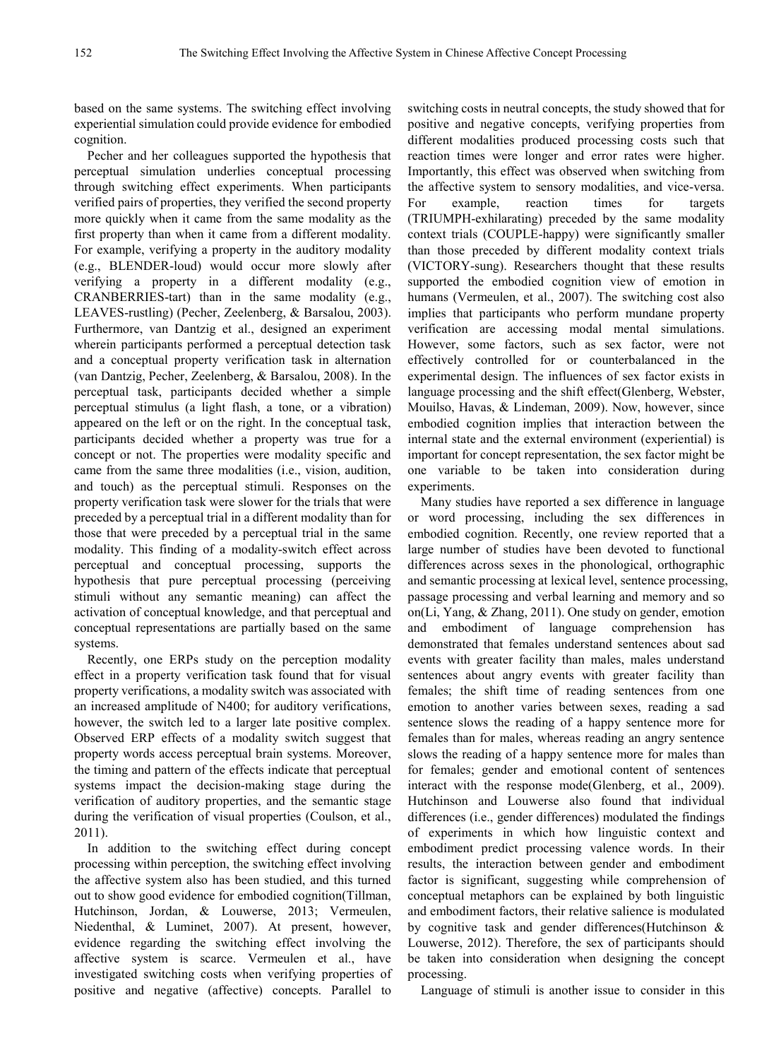based on the same systems. The switching effect involving experiential simulation could provide evidence for embodied cognition.

Pecher and her colleagues supported the hypothesis that perceptual simulation underlies conceptual processing through switching effect experiments. When participants verified pairs of properties, they verified the second property more quickly when it came from the same modality as the first property than when it came from a different modality. For example, verifying a property in the auditory modality (e.g., BLENDER-loud) would occur more slowly after verifying a property in a different modality (e.g., CRANBERRIES-tart) than in the same modality (e.g., LEAVES-rustling) (Pecher, Zeelenberg, & Barsalou, 2003). Furthermore, van Dantzig et al., designed an experiment wherein participants performed a perceptual detection task and a conceptual property verification task in alternation (van Dantzig, Pecher, Zeelenberg, & Barsalou, 2008). In the perceptual task, participants decided whether a simple perceptual stimulus (a light flash, a tone, or a vibration) appeared on the left or on the right. In the conceptual task, participants decided whether a property was true for a concept or not. The properties were modality specific and came from the same three modalities (i.e., vision, audition, and touch) as the perceptual stimuli. Responses on the property verification task were slower for the trials that were preceded by a perceptual trial in a different modality than for those that were preceded by a perceptual trial in the same modality. This finding of a modality-switch effect across perceptual and conceptual processing, supports the hypothesis that pure perceptual processing (perceiving stimuli without any semantic meaning) can affect the activation of conceptual knowledge, and that perceptual and conceptual representations are partially based on the same systems.

Recently, one ERPs study on the perception modality effect in a property verification task found that for visual property verifications, a modality switch was associated with an increased amplitude of N400; for auditory verifications, however, the switch led to a larger late positive complex. Observed ERP effects of a modality switch suggest that property words access perceptual brain systems. Moreover, the timing and pattern of the effects indicate that perceptual systems impact the decision-making stage during the verification of auditory properties, and the semantic stage during the verification of visual properties (Coulson, et al., 2011).

In addition to the switching effect during concept processing within perception, the switching effect involving the affective system also has been studied, and this turned out to show good evidence for embodied cognition(Tillman, Hutchinson, Jordan, & Louwerse, 2013; Vermeulen, Niedenthal, & Luminet, 2007). At present, however, evidence regarding the switching effect involving the affective system is scarce. Vermeulen et al., have investigated switching costs when verifying properties of positive and negative (affective) concepts. Parallel to switching costs in neutral concepts, the study showed that for positive and negative concepts, verifying properties from different modalities produced processing costs such that reaction times were longer and error rates were higher. Importantly, this effect was observed when switching from the affective system to sensory modalities, and vice-versa. For example, reaction times for targets (TRIUMPH-exhilarating) preceded by the same modality context trials (COUPLE-happy) were significantly smaller than those preceded by different modality context trials (VICTORY-sung). Researchers thought that these results supported the embodied cognition view of emotion in humans (Vermeulen, et al., 2007). The switching cost also implies that participants who perform mundane property verification are accessing modal mental simulations. However, some factors, such as sex factor, were not effectively controlled for or counterbalanced in the experimental design. The influences of sex factor exists in language processing and the shift effect(Glenberg, Webster, Mouilso, Havas, & Lindeman, 2009). Now, however, since embodied cognition implies that interaction between the internal state and the external environment (experiential) is important for concept representation, the sex factor might be one variable to be taken into consideration during experiments.

Many studies have reported a sex difference in language or word processing, including the sex differences in embodied cognition. Recently, one review reported that a large number of studies have been devoted to functional differences across sexes in the phonological, orthographic and semantic processing at lexical level, sentence processing, passage processing and verbal learning and memory and so on(Li, Yang, & Zhang, 2011). One study on gender, emotion and embodiment of language comprehension has demonstrated that females understand sentences about sad events with greater facility than males, males understand sentences about angry events with greater facility than females; the shift time of reading sentences from one emotion to another varies between sexes, reading a sad sentence slows the reading of a happy sentence more for females than for males, whereas reading an angry sentence slows the reading of a happy sentence more for males than for females; gender and emotional content of sentences interact with the response mode(Glenberg, et al., 2009). Hutchinson and Louwerse also found that individual differences (i.e., gender differences) modulated the findings of experiments in which how linguistic context and embodiment predict processing valence words. In their results, the interaction between gender and embodiment factor is significant, suggesting while comprehension of conceptual metaphors can be explained by both linguistic and embodiment factors, their relative salience is modulated by cognitive task and gender differences(Hutchinson & Louwerse, 2012). Therefore, the sex of participants should be taken into consideration when designing the concept processing.

Language of stimuli is another issue to consider in this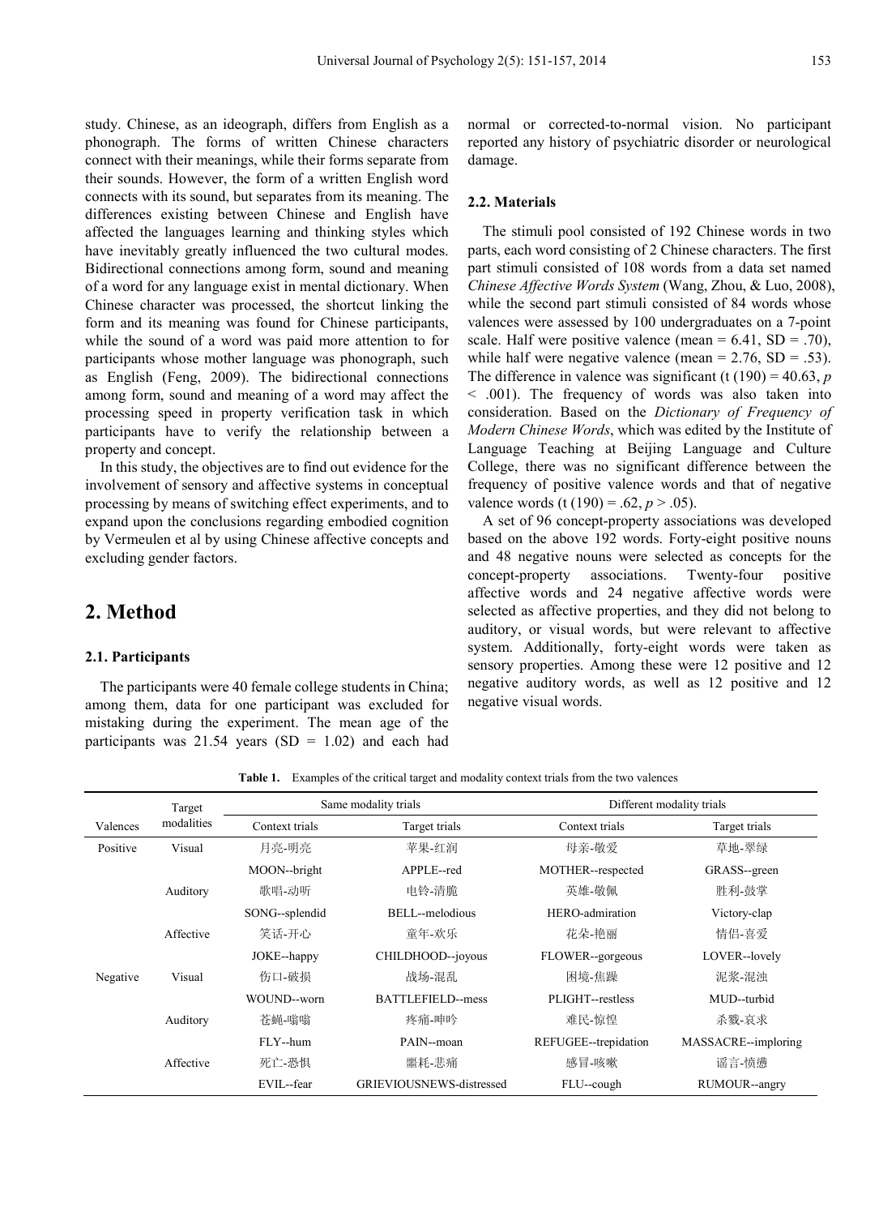study. Chinese, as an ideograph, differs from English as a phonograph. The forms of written Chinese characters connect with their meanings, while their forms separate from their sounds. However, the form of a written English word connects with its sound, but separates from its meaning. The differences existing between Chinese and English have affected the languages learning and thinking styles which have inevitably greatly influenced the two cultural modes. Bidirectional connections among form, sound and meaning of a word for any language exist in mental dictionary. When Chinese character was processed, the shortcut linking the form and its meaning was found for Chinese participants, while the sound of a word was paid more attention to for participants whose mother language was phonograph, such as English (Feng, 2009). The bidirectional connections among form, sound and meaning of a word may affect the processing speed in property verification task in which participants have to verify the relationship between a property and concept.

In this study, the objectives are to find out evidence for the involvement of sensory and affective systems in conceptual processing by means of switching effect experiments, and to expand upon the conclusions regarding embodied cognition by Vermeulen et al by using Chinese affective concepts and excluding gender factors.

## 2. Method

### 2.1. Participants

The participants were 40 female college students in China; among them, data for one participant was excluded for mistaking during the experiment. The mean age of the participants was 21.54 years (SD = 1.02) and each had normal or corrected-to-normal vision. No participant reported any history of psychiatric disorder or neurological damage.

### 2.2. Materials

The stimuli pool consisted of 192 Chinese words in two parts, each word consisting of 2 Chinese characters. The first part stimuli consisted of 108 words from a data set named *Chinese Affective Words System* (Wang, Zhou, & Luo, 2008), while the second part stimuli consisted of 84 words whose valences were assessed by 100 undergraduates on a 7-point scale. Half were positive valence (mean = 6.41, SD = .70), while half were negative valence (mean = 2.76, SD = .53). The difference in valence was significant ($t\,(190) = 40.63$, $p < .001$). The frequency of words was also taken into consideration. Based on the *Dictionary of Frequency of Modern Chinese Words*, which was edited by the Institute of Language Teaching at Beijing Language and Culture College, there was no significant difference between the frequency of positive valence words and that of negative valence words ($t\,(190) = .62$, $p > .05$).

A set of 96 concept-property associations was developed based on the above 192 words. Forty-eight positive nouns and 48 negative nouns were selected as concepts for the concept-property associations. Twenty-four positive affective words and 24 negative affective words were selected as affective properties, and they did not belong to auditory, or visual words, but were relevant to affective system. Additionally, forty-eight words were taken as sensory properties. Among these were 12 positive and 12 negative auditory words, as well as 12 positive and 12 negative visual words.

**Table 1.** Examples of the critical target and modality context trials from the two valences

| Valences | Target modalities | Same modality trials | | Different modality trials | |
|---|---|---|---|---|---|
| | | Context trials | Target trials | Context trials | Target trials |
| Positive | Visual | 月亮-明亮 | 苹果-红润 | 母亲-敬爱 | 草地-翠绿 |
| | | MOON--bright | APPLE--red | MOTHER--respected | GRASS--green |
| | Auditory | 歌唱-动听 | 电铃-清脆 | 英雄-敬佩 | 胜利-鼓掌 |
| | | SONG--splendid | BELL--melodious | HERO-admiration | Victory-clap |
| | Affective | 笑话-开心 | 童年-欢乐 | 花朵-艳丽 | 情侣-喜爱 |
| | | JOKE--happy | CHILDHOOD--joyous | FLOWER--gorgeous | LOVER--lovely |
| Negative | Visual | 伤口-破损 | 战场-混乱 | 困境-焦躁 | 泥浆-混浊 |
| | | WOUND--worn | BATTLEFIELD--mess | PLIGHT--restless | MUD--turbid |
| | Auditory | 苍蝇-嗡嗡 | 疼痛-呻吟 | 难民-惊惶 | 杀戮-哀求 |
| | | FLY--hum | PAIN--moan | REFUGEE--trepidation | MASSACRE--imploring |
| | Affective | 死亡-恐惧 | 噩耗-悲痛 | 感冒-咳嗽 | 谣言-愤懑 |
| | | EVIL--fear | GRIEVIOUSNEWS-distressed | FLU--cough | RUMOUR--angry |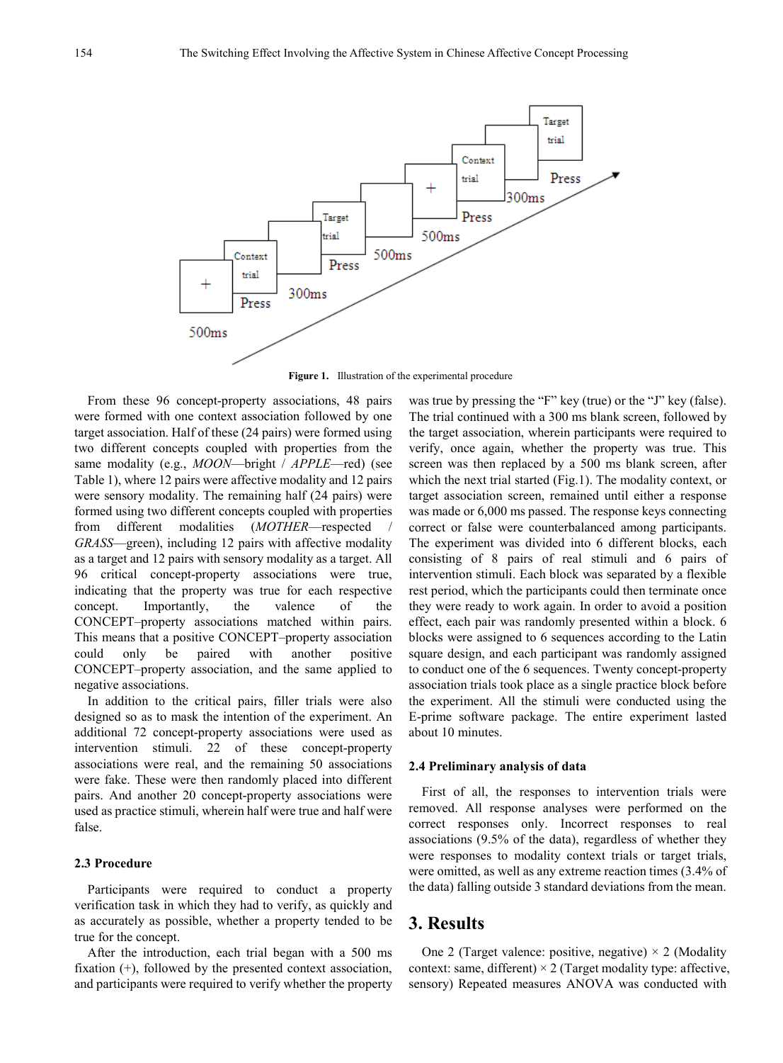**Figure 1.** Illustration of the experimental procedure

From these 96 concept-property associations, 48 pairs were formed with one context association followed by one target association. Half of these (24 pairs) were formed using two different concepts coupled with properties from the same modality (e.g., *MOON*—bright / *APPLE*—red) (see Table 1), where 12 pairs were affective modality and 12 pairs were sensory modality. The remaining half (24 pairs) were formed using two different concepts coupled with properties from different modalities (*MOTHER*—respected / *GRASS*—green), including 12 pairs with affective modality as a target and 12 pairs with sensory modality as a target. All 96 critical concept-property associations were true, indicating that the property was true for each respective concept. Importantly, the valence of the CONCEPT–property associations matched within pairs. This means that a positive CONCEPT–property association could only be paired with another positive CONCEPT–property association, and the same applied to negative associations.

In addition to the critical pairs, filler trials were also designed so as to mask the intention of the experiment. An additional 72 concept-property associations were used as intervention stimuli. 22 of these concept-property associations were real, and the remaining 50 associations were fake. These were then randomly placed into different pairs. And another 20 concept-property associations were used as practice stimuli, wherein half were true and half were false.

### 2.3 Procedure

Participants were required to conduct a property verification task in which they had to verify, as quickly and as accurately as possible, whether a property tended to be true for the concept.

After the introduction, each trial began with a 500 ms fixation (+), followed by the presented context association, and participants were required to verify whether the property was true by pressing the "F" key (true) or the "J" key (false). The trial continued with a 300 ms blank screen, followed by the target association, wherein participants were required to verify, once again, whether the property was true. This screen was then replaced by a 500 ms blank screen, after which the next trial started (Fig.1). The modality context, or target association screen, remained until either a response was made or 6,000 ms passed. The response keys connecting correct or false were counterbalanced among participants. The experiment was divided into 6 different blocks, each consisting of 8 pairs of real stimuli and 6 pairs of intervention stimuli. Each block was separated by a flexible rest period, which the participants could then terminate once they were ready to work again. In order to avoid a position effect, each pair was randomly presented within a block. 6 blocks were assigned to 6 sequences according to the Latin square design, and each participant was randomly assigned to conduct one of the 6 sequences. Twenty concept-property association trials took place as a single practice block before the experiment. All the stimuli were conducted using the E-prime software package. The entire experiment lasted about 10 minutes.

### 2.4 Preliminary analysis of data

First of all, the responses to intervention trials were removed. All response analyses were performed on the correct responses only. Incorrect responses to real associations (9.5% of the data), regardless of whether they were responses to modality context trials or target trials, were omitted, as well as any extreme reaction times (3.4% of the data) falling outside 3 standard deviations from the mean.

## 3. Results

One 2 (Target valence: positive, negative) × 2 (Modality context: same, different) × 2 (Target modality type: affective, sensory) Repeated measures ANOVA was conducted with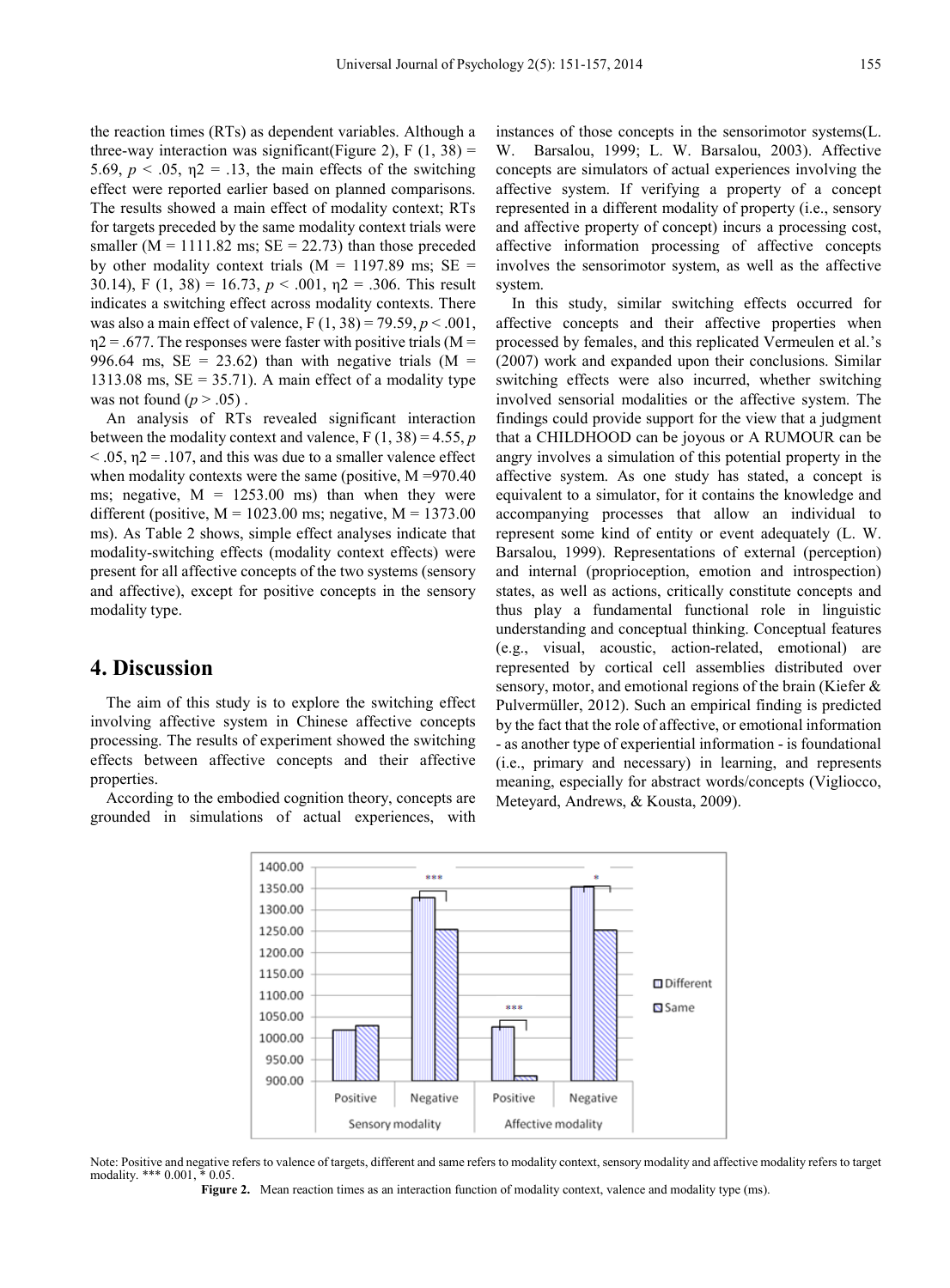the reaction times (RTs) as dependent variables. Although a three-way interaction was significant(Figure 2), $F(1, 38) = 5.69$, $p < .05$, $\eta 2 = .13$, the main effects of the switching effect were reported earlier based on planned comparisons. The results showed a main effect of modality context; RTs for targets preceded by the same modality context trials were smaller ($M = 1111.82$ ms; $SE = 22.73$) than those preceded by other modality context trials ($M = 1197.89$ ms; $SE = 30.14$), $F(1, 38) = 16.73$, $p < .001$, $\eta 2 = .306$. This result indicates a switching effect across modality contexts. There was also a main effect of valence, $F(1, 38) = 79.59$, $p < .001$, $\eta 2 = .677$. The responses were faster with positive trials ($M = 996.64$ ms, $SE = 23.62$) than with negative trials ($M = 1313.08$ ms, $SE = 35.71$). A main effect of a modality type was not found ($p > .05$) .

An analysis of RTs revealed significant interaction between the modality context and valence, $F(1, 38) = 4.55$, $p < .05$, $\eta 2 = .107$, and this was due to a smaller valence effect when modality contexts were the same (positive, $M = 970.40$ ms; negative, $M = 1253.00$ ms) than when they were different (positive, $M = 1023.00$ ms; negative, $M = 1373.00$ ms). As Table 2 shows, simple effect analyses indicate that modality-switching effects (modality context effects) were present for all affective concepts of the two systems (sensory and affective), except for positive concepts in the sensory modality type.

# 4. Discussion

The aim of this study is to explore the switching effect involving affective system in Chinese affective concepts processing. The results of experiment showed the switching effects between affective concepts and their affective properties.

According to the embodied cognition theory, concepts are grounded in simulations of actual experiences, with instances of those concepts in the sensorimotor systems(L. W. Barsalou, 1999; L. W. Barsalou, 2003). Affective concepts are simulators of actual experiences involving the affective system. If verifying a property of a concept represented in a different modality of property (i.e., sensory and affective property of concept) incurs a processing cost, affective information processing of affective concepts involves the sensorimotor system, as well as the affective system.

In this study, similar switching effects occurred for affective concepts and their affective properties when processed by females, and this replicated Vermeulen et al.'s (2007) work and expanded upon their conclusions. Similar switching effects were also incurred, whether switching involved sensorial modalities or the affective system. The findings could provide support for the view that a judgment that a CHILDHOOD can be joyous or A RUMOUR can be angry involves a simulation of this potential property in the affective system. As one study has stated, a concept is equivalent to a simulator, for it contains the knowledge and accompanying processes that allow an individual to represent some kind of entity or event adequately (L. W. Barsalou, 1999). Representations of external (perception) and internal (proprioception, emotion and introspection) states, as well as actions, critically constitute concepts and thus play a fundamental functional role in linguistic understanding and conceptual thinking. Conceptual features (e.g., visual, acoustic, action-related, emotional) are represented by cortical cell assemblies distributed over sensory, motor, and emotional regions of the brain (Kiefer & Pulvermüller, 2012). Such an empirical finding is predicted by the fact that the role of affective, or emotional information - as another type of experiential information - is foundational (i.e., primary and necessary) in learning, and represents meaning, especially for abstract words/concepts (Vigliocco, Meteyard, Andrews, & Kousta, 2009).

Note: Positive and negative refers to valence of targets, different and same refers to modality context, sensory modality and affective modality refers to target modality. *** 0.001, * 0.05.

**Figure 2.** Mean reaction times as an interaction function of modality context, valence and modality type (ms).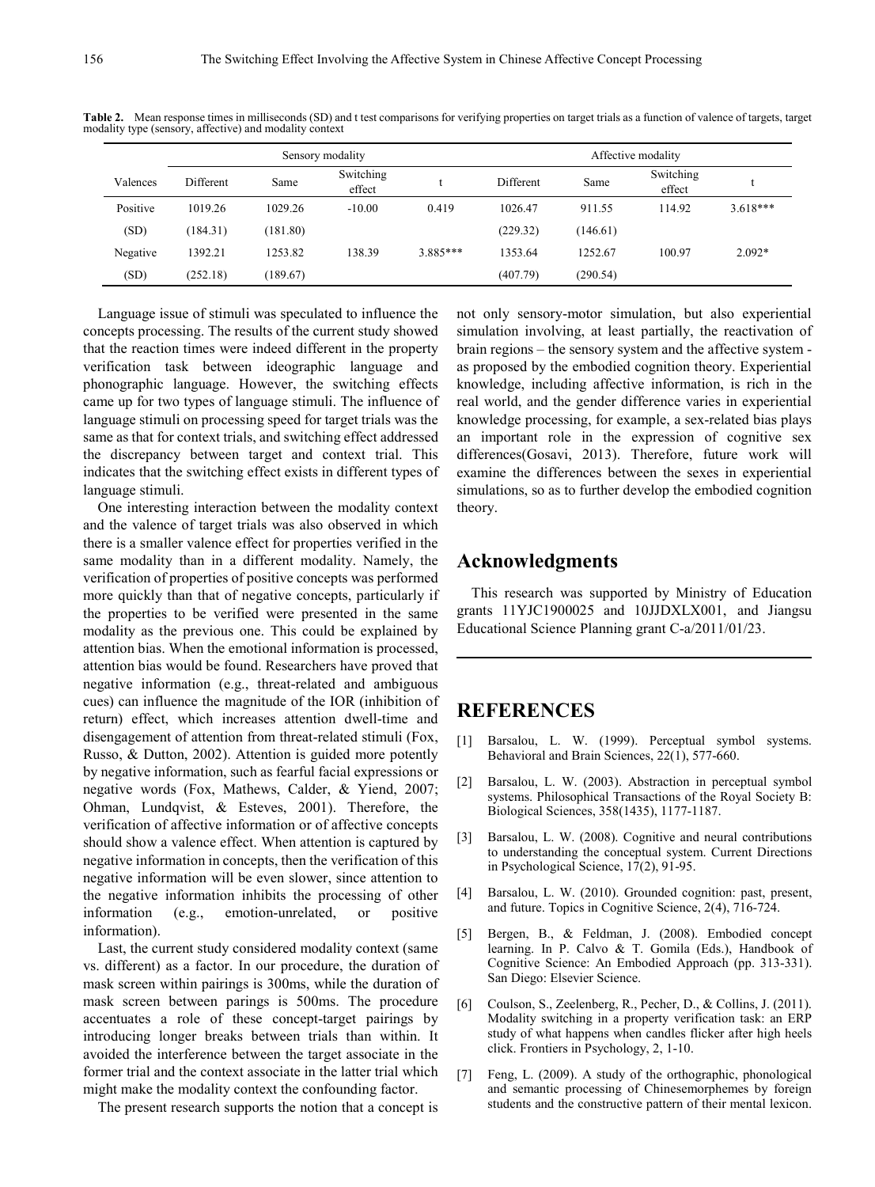**Table 2.** Mean response times in milliseconds (SD) and t test comparisons for verifying properties on target trials as a function of valence of targets, target modality type (sensory, affective) and modality context

| | Sensory modality | | | | Affective modality | | | |
|---|---|---|---|---|---|---|---|---|
| Valences | Different | Same | Switching effect | t | Different | Same | Switching effect | t |
| Positive | 1019.26 | 1029.26 | -10.00 | 0.419 | 1026.47 | 911.55 | 114.92 | 3.618*** |
| (SD) | (184.31) | (181.80) | | | (229.32) | (146.61) | | |
| Negative | 1392.21 | 1253.82 | 138.39 | 3.885*** | 1353.64 | 1252.67 | 100.97 | 2.092* |
| (SD) | (252.18) | (189.67) | | | (407.79) | (290.54) | | |

Language issue of stimuli was speculated to influence the concepts processing. The results of the current study showed that the reaction times were indeed different in the property verification task between ideographic language and phonographic language. However, the switching effects came up for two types of language stimuli. The influence of language stimuli on processing speed for target trials was the same as that for context trials, and switching effect addressed the discrepancy between target and context trial. This indicates that the switching effect exists in different types of language stimuli.

One interesting interaction between the modality context and the valence of target trials was also observed in which there is a smaller valence effect for properties verified in the same modality than in a different modality. Namely, the verification of properties of positive concepts was performed more quickly than that of negative concepts, particularly if the properties to be verified were presented in the same modality as the previous one. This could be explained by attention bias. When the emotional information is processed, attention bias would be found. Researchers have proved that negative information (e.g., threat-related and ambiguous cues) can influence the magnitude of the IOR (inhibition of return) effect, which increases attention dwell-time and disengagement of attention from threat-related stimuli (Fox, Russo, & Dutton, 2002). Attention is guided more potently by negative information, such as fearful facial expressions or negative words (Fox, Mathews, Calder, & Yiend, 2007; Ohman, Lundqvist, & Esteves, 2001). Therefore, the verification of affective information or of affective concepts should show a valence effect. When attention is captured by negative information in concepts, then the verification of this negative information will be even slower, since attention to the negative information inhibits the processing of other information (e.g., emotion-unrelated, or positive information).

Last, the current study considered modality context (same vs. different) as a factor. In our procedure, the duration of mask screen within pairings is 300ms, while the duration of mask screen between parings is 500ms. The procedure accentuates a role of these concept-target pairings by introducing longer breaks between trials than within. It avoided the interference between the target associate in the former trial and the context associate in the latter trial which might make the modality context the confounding factor.

The present research supports the notion that a concept is not only sensory-motor simulation, but also experiential simulation involving, at least partially, the reactivation of brain regions – the sensory system and the affective system - as proposed by the embodied cognition theory. Experiential knowledge, including affective information, is rich in the real world, and the gender difference varies in experiential knowledge processing, for example, a sex-related bias plays an important role in the expression of cognitive sex differences(Gosavi, 2013). Therefore, future work will examine the differences between the sexes in experiential simulations, so as to further develop the embodied cognition theory.

## Acknowledgments

This research was supported by Ministry of Education grants 11YJC1900025 and 10JJDXLX001, and Jiangsu Educational Science Planning grant C-a/2011/01/23.

## REFERENCES

[1] Barsalou, L. W. (1999). Perceptual symbol systems. Behavioral and Brain Sciences, 22(1), 577-660.

[2] Barsalou, L. W. (2003). Abstraction in perceptual symbol systems. Philosophical Transactions of the Royal Society B: Biological Sciences, 358(1435), 1177-1187.

[3] Barsalou, L. W. (2008). Cognitive and neural contributions to understanding the conceptual system. Current Directions in Psychological Science, 17(2), 91-95.

[4] Barsalou, L. W. (2010). Grounded cognition: past, present, and future. Topics in Cognitive Science, 2(4), 716-724.

[5] Bergen, B., & Feldman, J. (2008). Embodied concept learning. In P. Calvo & T. Gomila (Eds.), Handbook of Cognitive Science: An Embodied Approach (pp. 313-331). San Diego: Elsevier Science.

[6] Coulson, S., Zeelenberg, R., Pecher, D., & Collins, J. (2011). Modality switching in a property verification task: an ERP study of what happens when candles flicker after high heels click. Frontiers in Psychology, 2, 1-10.

[7] Feng, L. (2009). A study of the orthographic, phonological and semantic processing of Chinesemorphemes by foreign students and the constructive pattern of their mental lexicon.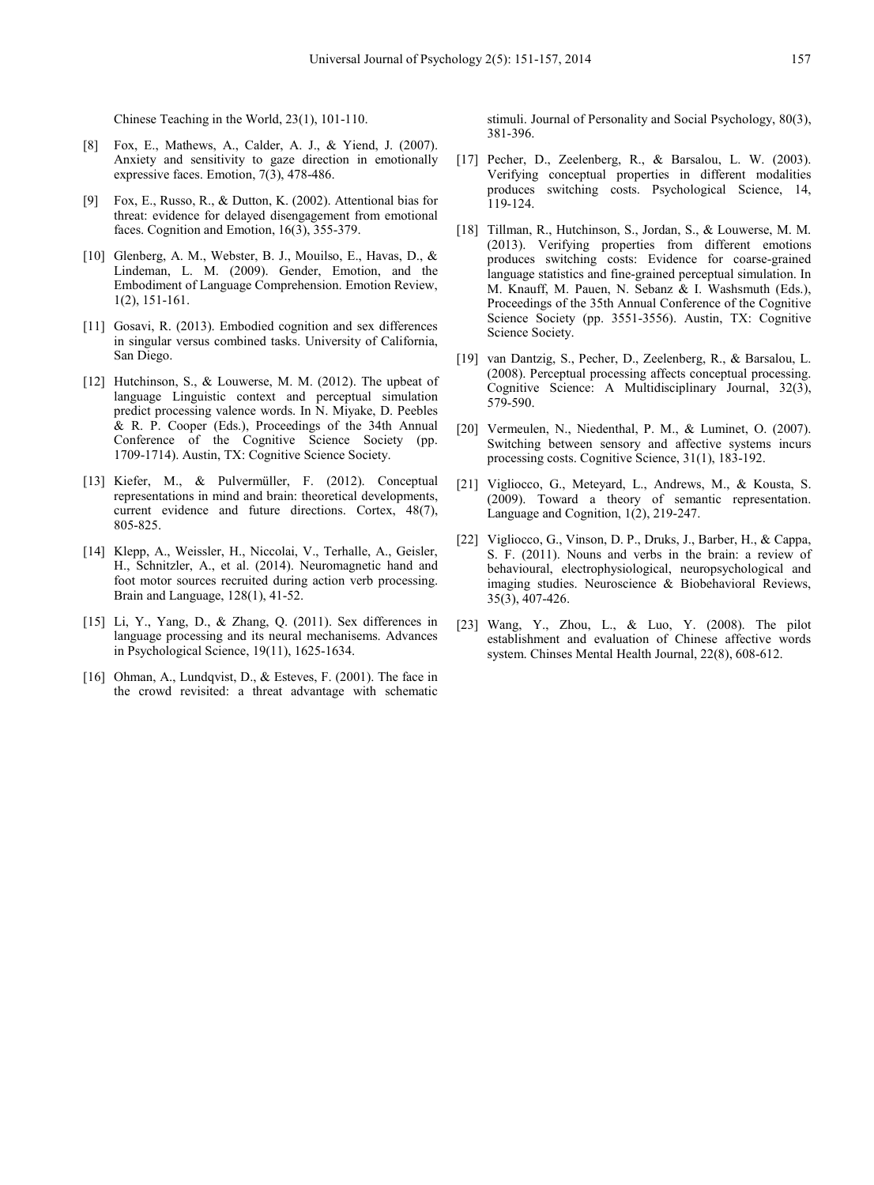Chinese Teaching in the World, 23(1), 101-110.

[8] Fox, E., Mathews, A., Calder, A. J., & Yiend, J. (2007). Anxiety and sensitivity to gaze direction in emotionally expressive faces. Emotion, 7(3), 478-486.

[9] Fox, E., Russo, R., & Dutton, K. (2002). Attentional bias for threat: evidence for delayed disengagement from emotional faces. Cognition and Emotion, 16(3), 355-379.

[10] Glenberg, A. M., Webster, B. J., Mouilso, E., Havas, D., & Lindeman, L. M. (2009). Gender, Emotion, and the Embodiment of Language Comprehension. Emotion Review, 1(2), 151-161.

[11] Gosavi, R. (2013). Embodied cognition and sex differences in singular versus combined tasks. University of California, San Diego.

[12] Hutchinson, S., & Louwerse, M. M. (2012). The upbeat of language Linguistic context and perceptual simulation predict processing valence words. In N. Miyake, D. Peebles & R. P. Cooper (Eds.), Proceedings of the 34th Annual Conference of the Cognitive Science Society (pp. 1709-1714). Austin, TX: Cognitive Science Society.

[13] Kiefer, M., & Pulvermüller, F. (2012). Conceptual representations in mind and brain: theoretical developments, current evidence and future directions. Cortex, 48(7), 805-825.

[14] Klepp, A., Weissler, H., Niccolai, V., Terhalle, A., Geisler, H., Schnitzler, A., et al. (2014). Neuromagnetic hand and foot motor sources recruited during action verb processing. Brain and Language, 128(1), 41-52.

[15] Li, Y., Yang, D., & Zhang, Q. (2011). Sex differences in language processing and its neural mechanisems. Advances in Psychological Science, 19(11), 1625-1634.

[16] Ohman, A., Lundqvist, D., & Esteves, F. (2001). The face in the crowd revisited: a threat advantage with schematic stimuli. Journal of Personality and Social Psychology, 80(3), 381-396.

[17] Pecher, D., Zeelenberg, R., & Barsalou, L. W. (2003). Verifying conceptual properties in different modalities produces switching costs. Psychological Science, 14, 119-124.

[18] Tillman, R., Hutchinson, S., Jordan, S., & Louwerse, M. M. (2013). Verifying properties from different emotions produces switching costs: Evidence for coarse-grained language statistics and fine-grained perceptual simulation. In M. Knauff, M. Pauen, N. Sebanz & I. Washsmuth (Eds.), Proceedings of the 35th Annual Conference of the Cognitive Science Society (pp. 3551-3556). Austin, TX: Cognitive Science Society.

[19] van Dantzig, S., Pecher, D., Zeelenberg, R., & Barsalou, L. (2008). Perceptual processing affects conceptual processing. Cognitive Science: A Multidisciplinary Journal, 32(3), 579-590.

[20] Vermeulen, N., Niedenthal, P. M., & Luminet, O. (2007). Switching between sensory and affective systems incurs processing costs. Cognitive Science, 31(1), 183-192.

[21] Vigliocco, G., Meteyard, L., Andrews, M., & Kousta, S. (2009). Toward a theory of semantic representation. Language and Cognition, 1(2), 219-247.

[22] Vigliocco, G., Vinson, D. P., Druks, J., Barber, H., & Cappa, S. F. (2011). Nouns and verbs in the brain: a review of behavioural, electrophysiological, neuropsychological and imaging studies. Neuroscience & Biobehavioral Reviews, 35(3), 407-426.

[23] Wang, Y., Zhou, L., & Luo, Y. (2008). The pilot establishment and evaluation of Chinese affective words system. Chinses Mental Health Journal, 22(8), 608-612.